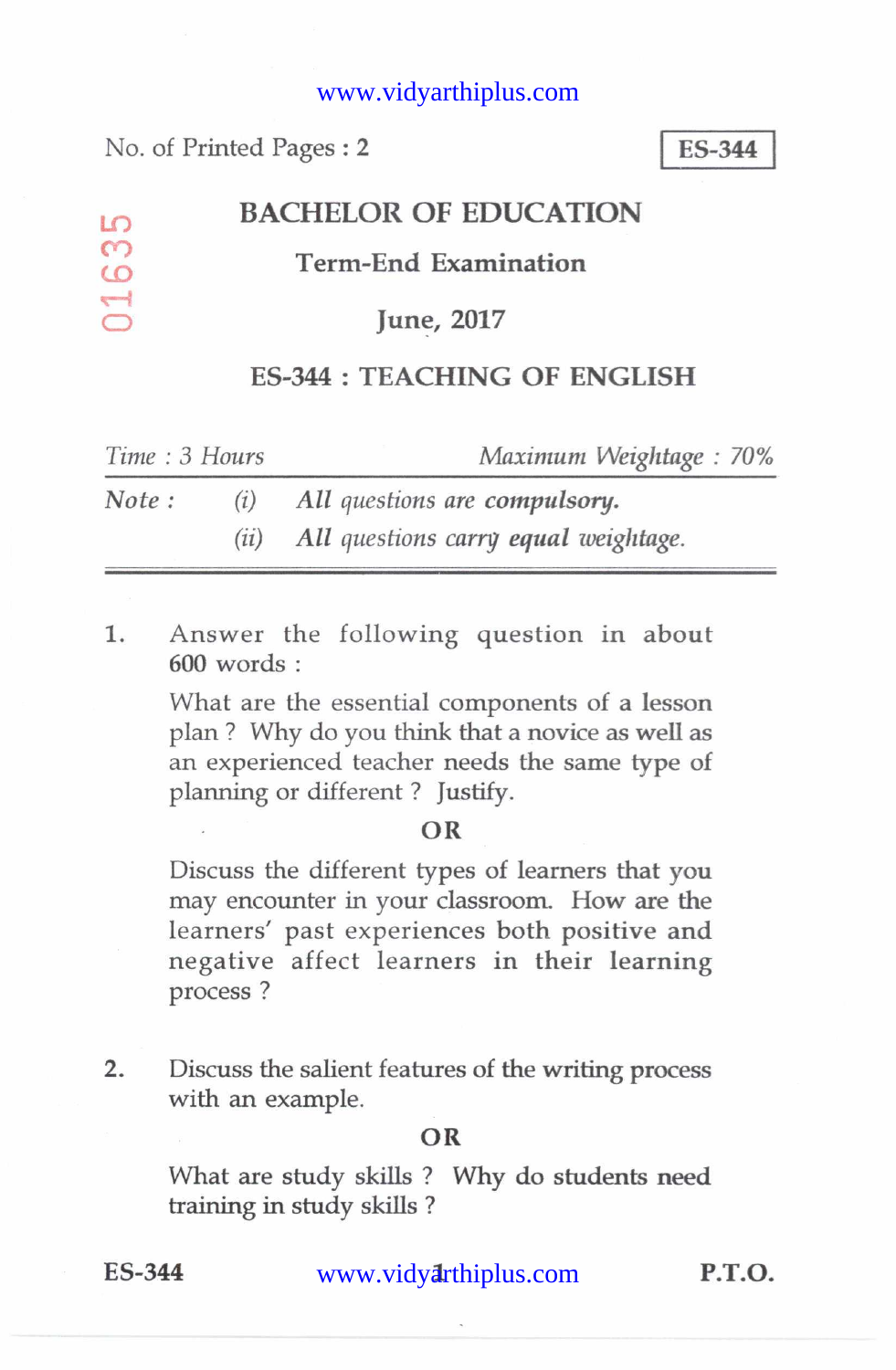No. of Printed Pages : 2

**ES-344**

01635

# BACHELOR OF EDUCATION

## Term-End Examination

## June, 2017

## ES-344 : TEACHING OF ENGLISH

*Time : 3 Hours* *Maximum Weightage : 70%*

*Note :* (i) *All questions are **compulsory**.*
(ii) *All questions carry **equal** weightage.*

---

1. Answer the following question in about 600 words :

   What are the essential components of a lesson plan ? Why do you think that a novice as well as an experienced teacher needs the same type of planning or different ? Justify.

   **OR**

   Discuss the different types of learners that you may encounter in your classroom. How are the learners' past experiences both positive and negative affect learners in their learning process ?

2. Discuss the salient features of the writing process with an example.

   **OR**

   What are study skills ? Why do students need training in study skills ?

P.T.O.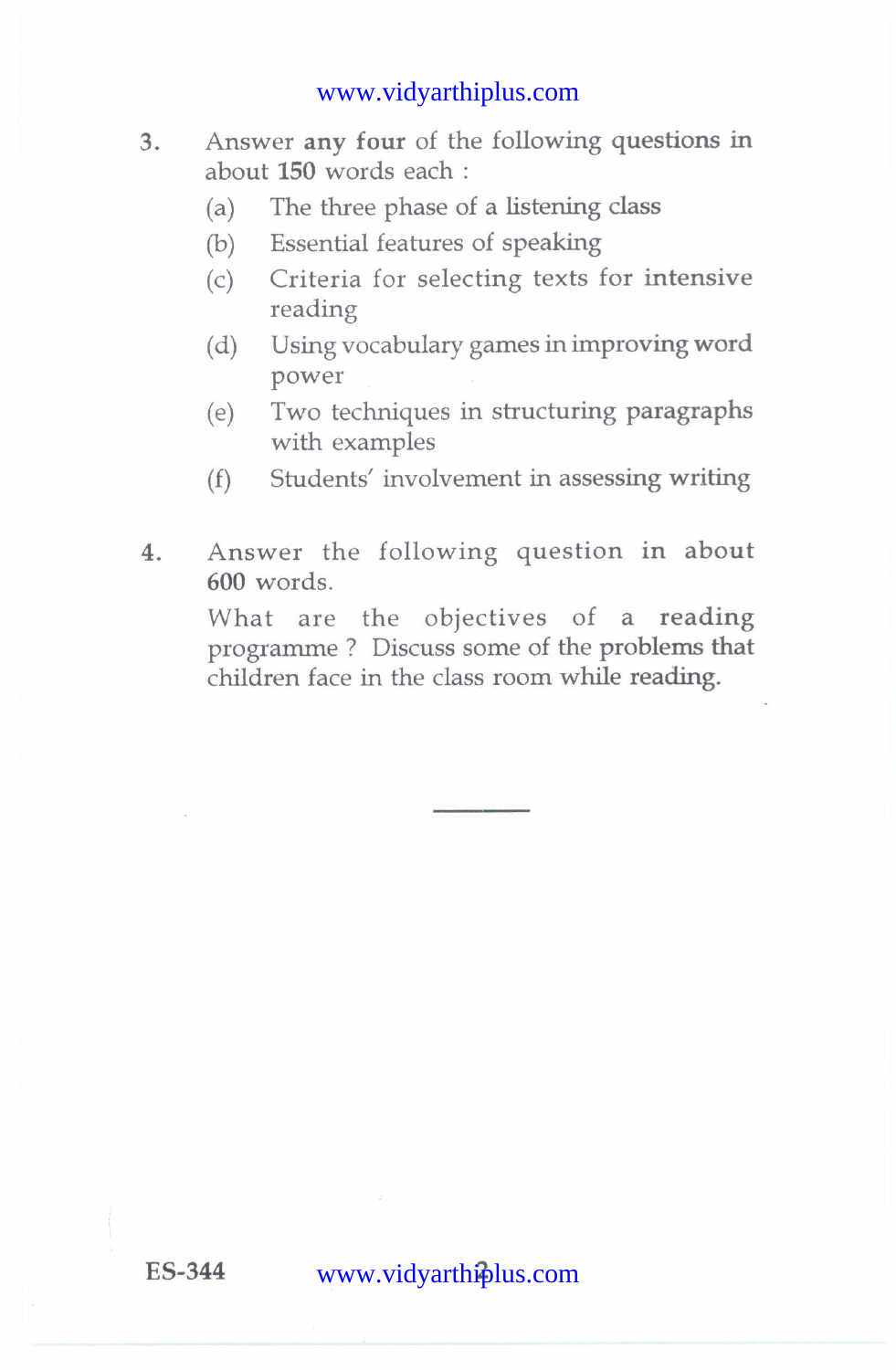3. Answer **any four** of the following **questions** in about **150** words each :

   (a) The three phase of a listening class

   (b) Essential features of speaking

   (c) Criteria for selecting texts for intensive reading

   (d) Using vocabulary games in improving word power

   (e) Two techniques in structuring paragraphs with examples

   (f) Students' involvement in assessing writing

4. Answer the following question in about **600** words.

   What are the objectives of a reading programme ? Discuss some of the problems that children face in the class room while reading.